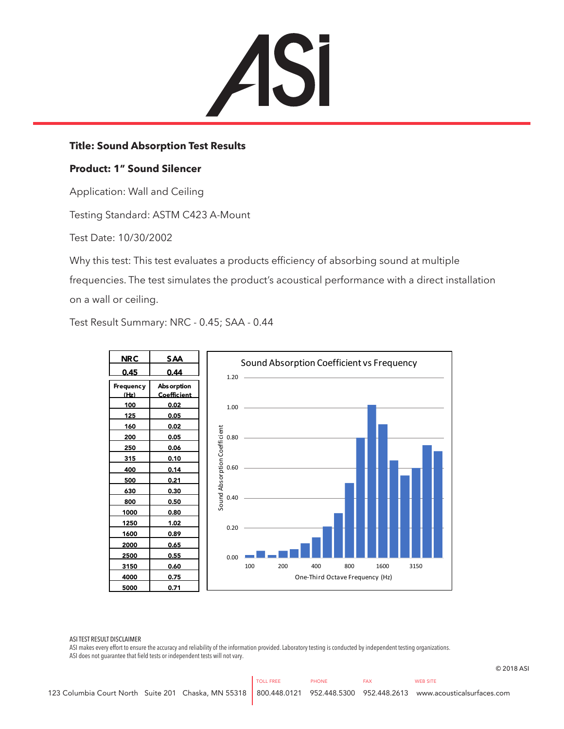# ASi

**Title: Sound Absorption Test Results**

**Product: 1" Sound Silencer**

Application: Wall and Ceiling

Testing Standard: ASTM C423 A-Mount

Test Date: 10/30/2002

Why this test: This test evaluates a products efficiency of absorbing sound at multiple frequencies. The test simulates the product's acoustical performance with a direct installation on a wall or ceiling.

Test Result Summary: NRC - 0.45; SAA - 0.44

| NRC | SAA |
|---|---|
| 0.45 | 0.44 |

| Frequency (Hz) | Absorption Coefficient |
|---|---|
| 100 | 0.02 |
| 125 | 0.05 |
| 160 | 0.02 |
| 200 | 0.05 |
| 250 | 0.06 |
| 315 | 0.10 |
| 400 | 0.14 |
| 500 | 0.21 |
| 630 | 0.30 |
| 800 | 0.50 |
| 1000 | 0.80 |
| 1250 | 1.02 |
| 1600 | 0.89 |
| 2000 | 0.65 |
| 2500 | 0.55 |
| 3150 | 0.60 |
| 4000 | 0.75 |
| 5000 | 0.71 |

Sound Absorption Coefficient vs Frequency

ASI TEST RESULT DISCLAIMER
ASI makes every effort to ensure the accuracy and reliability of the information provided. Laboratory testing is conducted by independent testing organizations. ASI does not guarantee that field tests or independent tests will not vary.

© 2018 ASI

123 Columbia Court North Suite 201 Chaska, MN 55318 | TOLL FREE 800.448.0121 | PHONE 952.448.5300 | FAX 952.448.2613 | WEB SITE www.acousticalsurfaces.com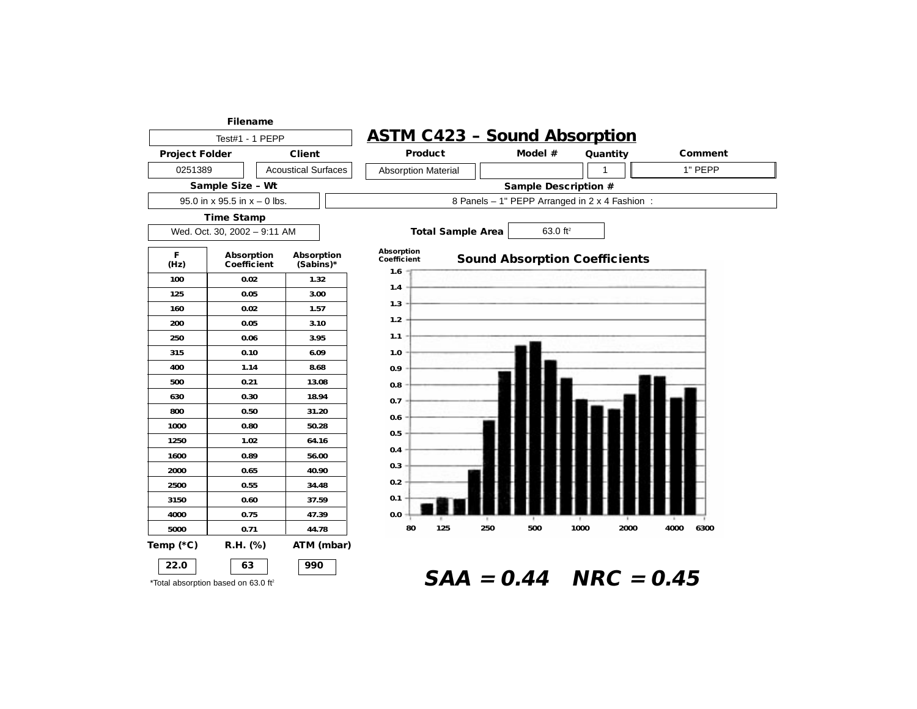**Filename**

Test#1 - 1 PEPP

# ASTM C423 – Sound Absorption

| Project Folder | Client | Product | Model # | Quantity | Comment |
|---|---|---|---|---|---|
| 0251389 | Acoustical Surfaces | Absorption Material | | 1 | 1" PEPP |

| Sample Size – Wt | Sample Description # |
|---|---|
| 95.0 in x 95.5 in x – 0 lbs. | 8 Panels – 1" PEPP Arranged in 2 x 4 Fashion : |

**Time Stamp**

Wed. Oct. 30, 2002 – 9:11 AM

**Total Sample Area** 63.0 ft²

| F (Hz) | Absorption Coefficient | Absorption (Sabins)* |
|---|---|---|
| 100 | 0.02 | 1.32 |
| 125 | 0.05 | 3.00 |
| 160 | 0.02 | 1.57 |
| 200 | 0.05 | 3.10 |
| 250 | 0.06 | 3.95 |
| 315 | 0.10 | 6.09 |
| 400 | 1.14 | 8.68 |
| 500 | 0.21 | 13.08 |
| 630 | 0.30 | 18.94 |
| 800 | 0.50 | 31.20 |
| 1000 | 0.80 | 50.28 |
| 1250 | 1.02 | 64.16 |
| 1600 | 0.89 | 56.00 |
| 2000 | 0.65 | 40.90 |
| 2500 | 0.55 | 34.48 |
| 3150 | 0.60 | 37.59 |
| 4000 | 0.75 | 47.39 |
| 5000 | 0.71 | 44.78 |

| Temp (*C) | R.H. (%) | ATM (mbar) |
|---|---|---|
| 22.0 | 63 | 990 |

*Total absorption based on 63.0 ft²

**Sound Absorption Coefficients**

Absorption Coefficient

1.6
1.4
1.3
1.2
1.1
1.0
0.9
0.8
0.7
0.6
0.5
0.4
0.3
0.2
0.1
0.0

80 125 250 500 1000 2000 4000 6300

***SAA = 0.44 NRC = 0.45***